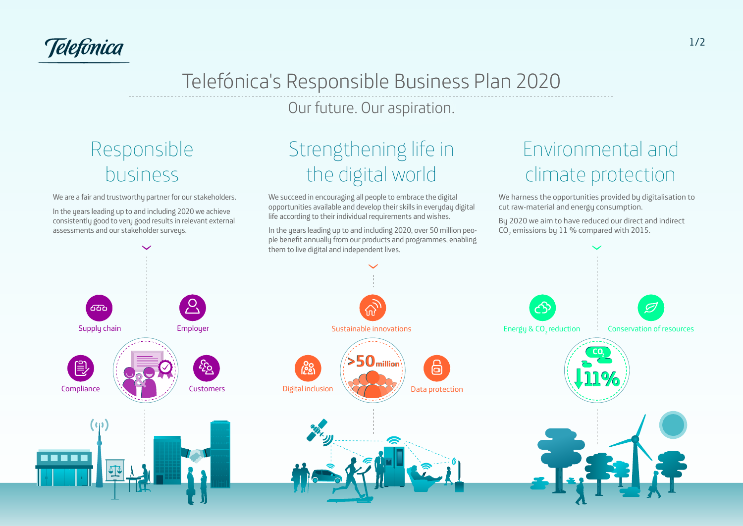Telefónica

# Telefónica's Responsible Business Plan 2020

Our future. Our aspiration.

## Responsible business

We are a fair and trustworthy partner for our stakeholders.

In the years leading up to and including 2020 we achieve consistently good to very good results in relevant external assessments and our stakeholder surveys.

- Supply chain
- Employer
- Compliance
- Customers

## Strengthening life in the digital world

We succeed in encouraging all people to embrace the digital opportunities available and develop their skills in everyday digital life according to their individual requirements and wishes.

In the years leading up to and including 2020, over 50 million people benefit annually from our products and programmes, enabling them to live digital and independent lives.

- Sustainable innovations
- Digital inclusion
- Data protection

>50 million

## Environmental and climate protection

We harness the opportunities provided by digitalisation to cut raw-material and energy consumption.

By 2020 we aim to have reduced our direct and indirect $CO_2$ emissions by 11 % compared with 2015.

- Energy & $CO_2$ reduction
- Conservation of resources

$CO_2$ 11%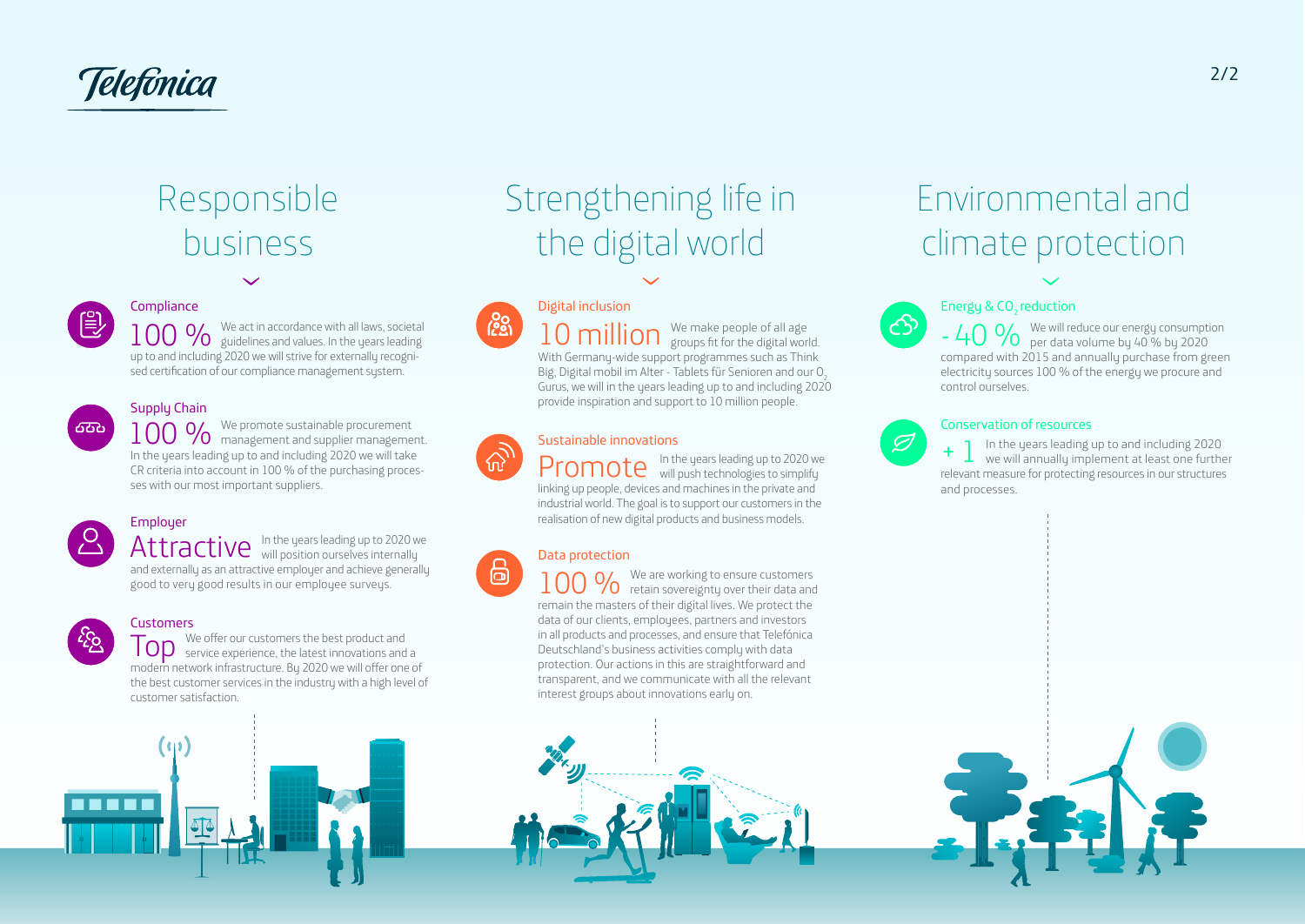Telefónica

# Responsible business

### Compliance

100 % We act in accordance with all laws, societal guidelines and values. In the years leading up to and including 2020 we will strive for externally recognised certification of our compliance management system.

### Supply Chain

100 % We promote sustainable procurement management and supplier management. In the years leading up to and including 2020 we will take CR criteria into account in 100 % of the purchasing processes with our most important suppliers.

### Employer

Attractive In the years leading up to 2020 we will position ourselves internally and externally as an attractive employer and achieve generally good to very good results in our employee surveys.

### Customers

Top We offer our customers the best product and service experience, the latest innovations and a modern network infrastructure. By 2020 we will offer one of the best customer services in the industry with a high level of customer satisfaction.

# Strengthening life in the digital world

### Digital inclusion

10 million We make people of all age groups fit for the digital world. With Germany-wide support programmes such as Think Big, Digital mobil im Alter - Tablets für Senioren and our $O_2$ Gurus, we will in the years leading up to and including 2020 provide inspiration and support to 10 million people.

### Sustainable innovations

Promote In the years leading up to 2020 we will push technologies to simplify linking up people, devices and machines in the private and industrial world. The goal is to support our customers in the realisation of new digital products and business models.

### Data protection

100 % We are working to ensure customers retain sovereignty over their data and remain the masters of their digital lives. We protect the data of our clients, employees, partners and investors in all products and processes, and ensure that Telefónica Deutschland's business activities comply with data protection. Our actions in this are straightforward and transparent, and we communicate with all the relevant interest groups about innovations early on.

# Environmental and climate protection

### Energy & $CO_2$ reduction

- 40 % We will reduce our energy consumption per data volume by 40 % by 2020 compared with 2015 and annually purchase from green electricity sources 100 % of the energy we procure and control ourselves.

### Conservation of resources

+ 1 In the years leading up to and including 2020 we will annually implement at least one further relevant measure for protecting resources in our structures and processes.